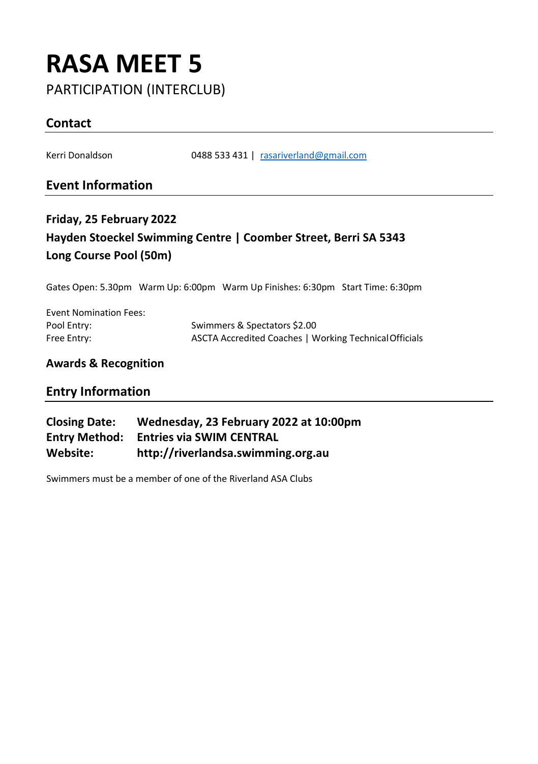# RASA MEET 5

PARTICIPATION (INTERCLUB)

## Contact

Kerri Donaldson 0488 533 431 | rasariverland@gmail.com

## Event Information

**Friday, 25 February 2022**

**Hayden Stoeckel Swimming Centre | Coomber Street, Berri SA 5343**

**Long Course Pool (50m)**

Gates Open: 5.30pm Warm Up: 6:00pm Warm Up Finishes: 6:30pm Start Time: 6:30pm

Event Nomination Fees:

Pool Entry: Swimmers & Spectators $2.00

Free Entry: ASCTA Accredited Coaches | Working Technical Officials

## Awards & Recognition

## Entry Information

**Closing Date:** **Wednesday, 23 February 2022 at 10:00pm**

**Entry Method:** **Entries via SWIM CENTRAL**

**Website:** **http://riverlandsa.swimming.org.au**

Swimmers must be a member of one of the Riverland ASA Clubs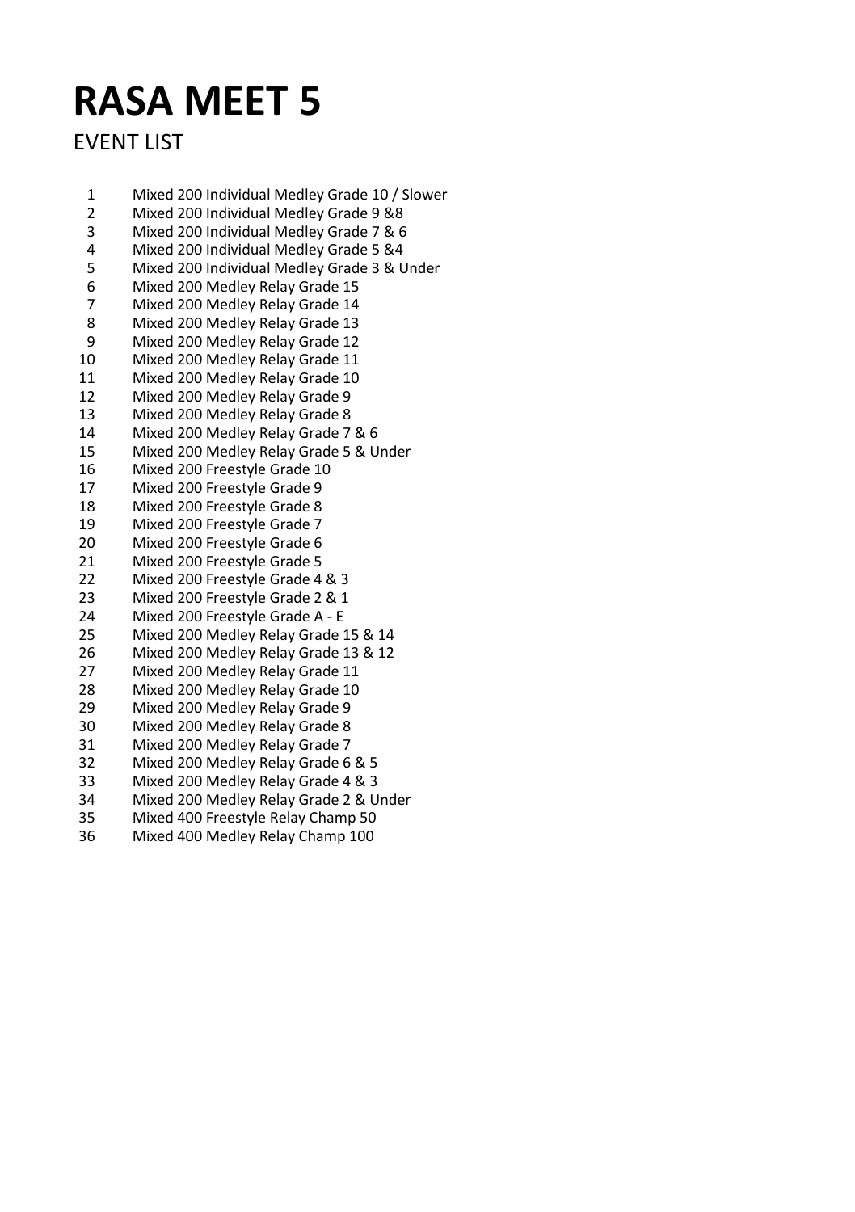# RASA MEET 5

EVENT LIST

| | |
|---|---|
| 1 | Mixed 200 Individual Medley Grade 10 / Slower |
| 2 | Mixed 200 Individual Medley Grade 9 &8 |
| 3 | Mixed 200 Individual Medley Grade 7 & 6 |
| 4 | Mixed 200 Individual Medley Grade 5 &4 |
| 5 | Mixed 200 Individual Medley Grade 3 & Under |
| 6 | Mixed 200 Medley Relay Grade 15 |
| 7 | Mixed 200 Medley Relay Grade 14 |
| 8 | Mixed 200 Medley Relay Grade 13 |
| 9 | Mixed 200 Medley Relay Grade 12 |
| 10 | Mixed 200 Medley Relay Grade 11 |
| 11 | Mixed 200 Medley Relay Grade 10 |
| 12 | Mixed 200 Medley Relay Grade 9 |
| 13 | Mixed 200 Medley Relay Grade 8 |
| 14 | Mixed 200 Medley Relay Grade 7 & 6 |
| 15 | Mixed 200 Medley Relay Grade 5 & Under |
| 16 | Mixed 200 Freestyle Grade 10 |
| 17 | Mixed 200 Freestyle Grade 9 |
| 18 | Mixed 200 Freestyle Grade 8 |
| 19 | Mixed 200 Freestyle Grade 7 |
| 20 | Mixed 200 Freestyle Grade 6 |
| 21 | Mixed 200 Freestyle Grade 5 |
| 22 | Mixed 200 Freestyle Grade 4 & 3 |
| 23 | Mixed 200 Freestyle Grade 2 & 1 |
| 24 | Mixed 200 Freestyle Grade A - E |
| 25 | Mixed 200 Medley Relay Grade 15 & 14 |
| 26 | Mixed 200 Medley Relay Grade 13 & 12 |
| 27 | Mixed 200 Medley Relay Grade 11 |
| 28 | Mixed 200 Medley Relay Grade 10 |
| 29 | Mixed 200 Medley Relay Grade 9 |
| 30 | Mixed 200 Medley Relay Grade 8 |
| 31 | Mixed 200 Medley Relay Grade 7 |
| 32 | Mixed 200 Medley Relay Grade 6 & 5 |
| 33 | Mixed 200 Medley Relay Grade 4 & 3 |
| 34 | Mixed 200 Medley Relay Grade 2 & Under |
| 35 | Mixed 400 Freestyle Relay Champ 50 |
| 36 | Mixed 400 Medley Relay Champ 100 |